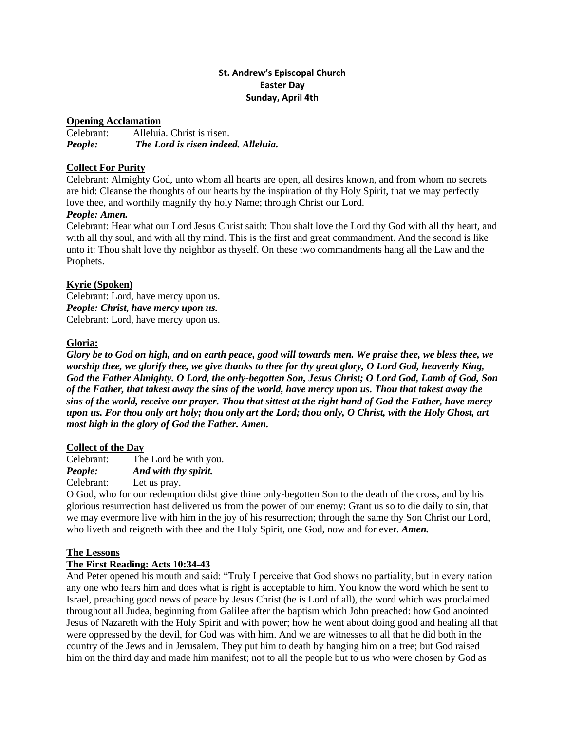**St. Andrew's Episcopal Church**
**Easter Day**
**Sunday, April 4th**

**Opening Acclamation**

Celebrant: Alleluia. Christ is risen.
***People: The Lord is risen indeed. Alleluia.***

**Collect For Purity**

Celebrant: Almighty God, unto whom all hearts are open, all desires known, and from whom no secrets are hid: Cleanse the thoughts of our hearts by the inspiration of thy Holy Spirit, that we may perfectly love thee, and worthily magnify thy holy Name; through Christ our Lord.
***People: Amen.***
Celebrant: Hear what our Lord Jesus Christ saith: Thou shalt love the Lord thy God with all thy heart, and with all thy soul, and with all thy mind. This is the first and great commandment. And the second is like unto it: Thou shalt love thy neighbor as thyself. On these two commandments hang all the Law and the Prophets.

**Kyrie (Spoken)**

Celebrant: Lord, have mercy upon us.
***People: Christ, have mercy upon us.***
Celebrant: Lord, have mercy upon us.

**Gloria:**

***Glory be to God on high, and on earth peace, good will towards men. We praise thee, we bless thee, we worship thee, we glorify thee, we give thanks to thee for thy great glory, O Lord God, heavenly King, God the Father Almighty. O Lord, the only-begotten Son, Jesus Christ; O Lord God, Lamb of God, Son of the Father, that takest away the sins of the world, have mercy upon us. Thou that takest away the sins of the world, receive our prayer. Thou that sittest at the right hand of God the Father, have mercy upon us. For thou only art holy; thou only art the Lord; thou only, O Christ, with the Holy Ghost, art most high in the glory of God the Father. Amen.***

**Collect of the Day**

Celebrant: The Lord be with you.
***People: And with thy spirit.***
Celebrant: Let us pray.
O God, who for our redemption didst give thine only-begotten Son to the death of the cross, and by his glorious resurrection hast delivered us from the power of our enemy: Grant us so to die daily to sin, that we may evermore live with him in the joy of his resurrection; through the same thy Son Christ our Lord, who liveth and reigneth with thee and the Holy Spirit, one God, now and for ever. ***Amen.***

**The Lessons**

**The First Reading: Acts 10:34-43**

And Peter opened his mouth and said: "Truly I perceive that God shows no partiality, but in every nation any one who fears him and does what is right is acceptable to him. You know the word which he sent to Israel, preaching good news of peace by Jesus Christ (he is Lord of all), the word which was proclaimed throughout all Judea, beginning from Galilee after the baptism which John preached: how God anointed Jesus of Nazareth with the Holy Spirit and with power; how he went about doing good and healing all that were oppressed by the devil, for God was with him. And we are witnesses to all that he did both in the country of the Jews and in Jerusalem. They put him to death by hanging him on a tree; but God raised him on the third day and made him manifest; not to all the people but to us who were chosen by God as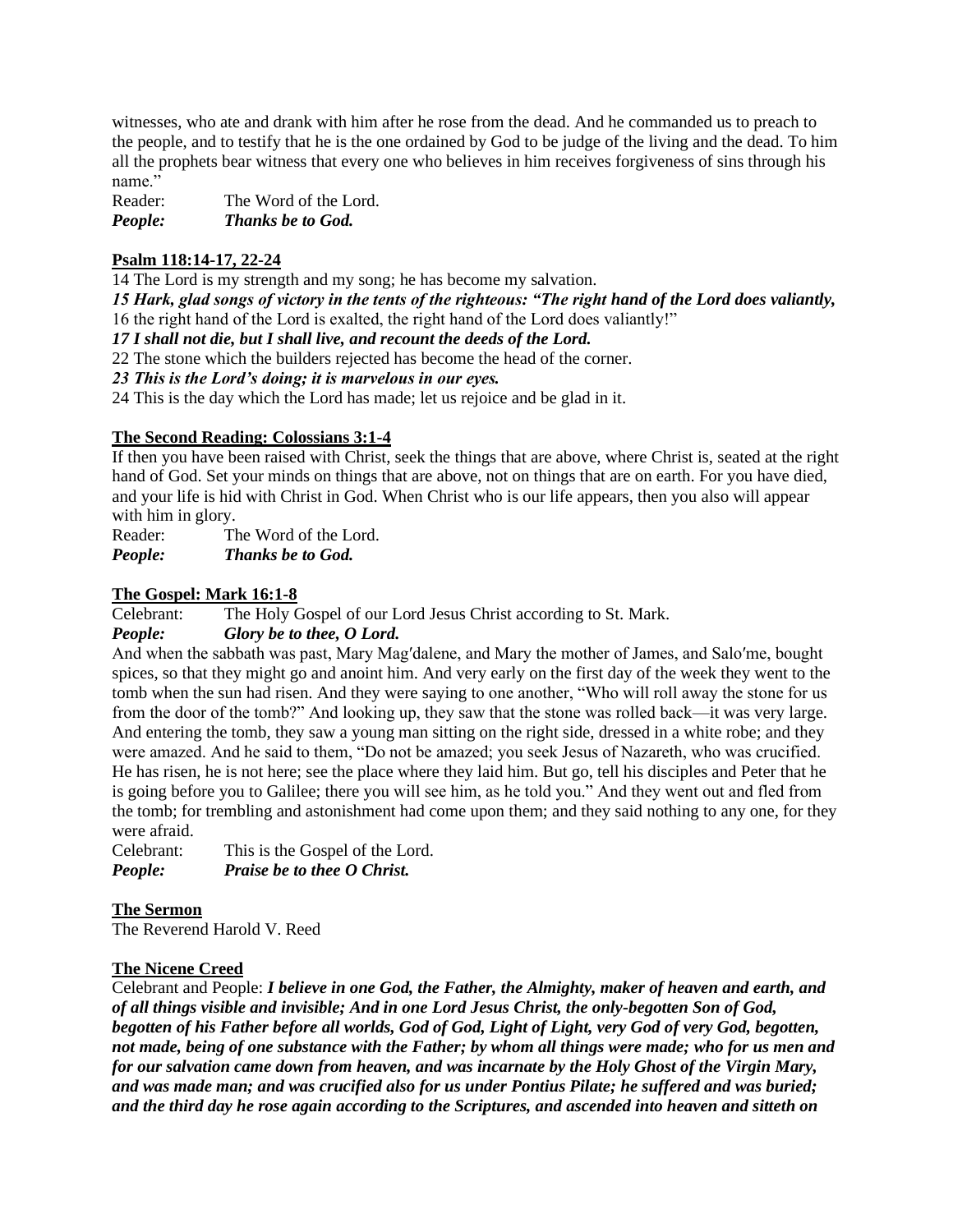witnesses, who ate and drank with him after he rose from the dead. And he commanded us to preach to the people, and to testify that he is the one ordained by God to be judge of the living and the dead. To him all the prophets bear witness that every one who believes in him receives forgiveness of sins through his name."

Reader: The Word of the Lord.
***People: Thanks be to God.***

**Psalm 118:14-17, 22-24**

14 The Lord is my strength and my song; he has become my salvation.
***15 Hark, glad songs of victory in the tents of the righteous: "The right hand of the Lord does valiantly,***
16 the right hand of the Lord is exalted, the right hand of the Lord does valiantly!"
***17 I shall not die, but I shall live, and recount the deeds of the Lord.***
22 The stone which the builders rejected has become the head of the corner.
***23 This is the Lord's doing; it is marvelous in our eyes.***
24 This is the day which the Lord has made; let us rejoice and be glad in it.

**The Second Reading: Colossians 3:1-4**

If then you have been raised with Christ, seek the things that are above, where Christ is, seated at the right hand of God. Set your minds on things that are above, not on things that are on earth. For you have died, and your life is hid with Christ in God. When Christ who is our life appears, then you also will appear with him in glory.

Reader: The Word of the Lord.
***People: Thanks be to God.***

**The Gospel: Mark 16:1-8**

Celebrant: The Holy Gospel of our Lord Jesus Christ according to St. Mark.
***People: Glory be to thee, O Lord.***

And when the sabbath was past, Mary Mag′dalene, and Mary the mother of James, and Salo′me, bought spices, so that they might go and anoint him. And very early on the first day of the week they went to the tomb when the sun had risen. And they were saying to one another, "Who will roll away the stone for us from the door of the tomb?" And looking up, they saw that the stone was rolled back—it was very large. And entering the tomb, they saw a young man sitting on the right side, dressed in a white robe; and they were amazed. And he said to them, "Do not be amazed; you seek Jesus of Nazareth, who was crucified. He has risen, he is not here; see the place where they laid him. But go, tell his disciples and Peter that he is going before you to Galilee; there you will see him, as he told you." And they went out and fled from the tomb; for trembling and astonishment had come upon them; and they said nothing to any one, for they were afraid.

Celebrant: This is the Gospel of the Lord.
***People: Praise be to thee O Christ.***

**The Sermon**

The Reverend Harold V. Reed

**The Nicene Creed**

Celebrant and People: ***I believe in one God, the Father, the Almighty, maker of heaven and earth, and of all things visible and invisible; And in one Lord Jesus Christ, the only-begotten Son of God, begotten of his Father before all worlds, God of God, Light of Light, very God of very God, begotten, not made, being of one substance with the Father; by whom all things were made; who for us men and for our salvation came down from heaven, and was incarnate by the Holy Ghost of the Virgin Mary, and was made man; and was crucified also for us under Pontius Pilate; he suffered and was buried; and the third day he rose again according to the Scriptures, and ascended into heaven and sitteth on***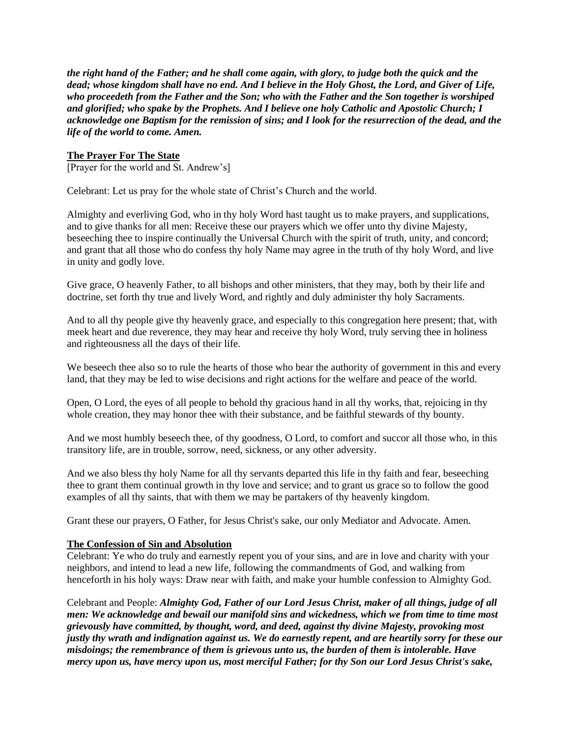***the right hand of the Father; and he shall come again, with glory, to judge both the quick and the dead; whose kingdom shall have no end. And I believe in the Holy Ghost, the Lord, and Giver of Life, who proceedeth from the Father and the Son; who with the Father and the Son together is worshiped and glorified; who spake by the Prophets. And I believe one holy Catholic and Apostolic Church; I acknowledge one Baptism for the remission of sins; and I look for the resurrection of the dead, and the life of the world to come. Amen.***

**The Prayer For The State**

[Prayer for the world and St. Andrew's]

Celebrant: Let us pray for the whole state of Christ's Church and the world.

Almighty and everliving God, who in thy holy Word hast taught us to make prayers, and supplications, and to give thanks for all men: Receive these our prayers which we offer unto thy divine Majesty, beseeching thee to inspire continually the Universal Church with the spirit of truth, unity, and concord; and grant that all those who do confess thy holy Name may agree in the truth of thy holy Word, and live in unity and godly love.

Give grace, O heavenly Father, to all bishops and other ministers, that they may, both by their life and doctrine, set forth thy true and lively Word, and rightly and duly administer thy holy Sacraments.

And to all thy people give thy heavenly grace, and especially to this congregation here present; that, with meek heart and due reverence, they may hear and receive thy holy Word, truly serving thee in holiness and righteousness all the days of their life.

We beseech thee also so to rule the hearts of those who bear the authority of government in this and every land, that they may be led to wise decisions and right actions for the welfare and peace of the world.

Open, O Lord, the eyes of all people to behold thy gracious hand in all thy works, that, rejoicing in thy whole creation, they may honor thee with their substance, and be faithful stewards of thy bounty.

And we most humbly beseech thee, of thy goodness, O Lord, to comfort and succor all those who, in this transitory life, are in trouble, sorrow, need, sickness, or any other adversity.

And we also bless thy holy Name for all thy servants departed this life in thy faith and fear, beseeching thee to grant them continual growth in thy love and service; and to grant us grace so to follow the good examples of all thy saints, that with them we may be partakers of thy heavenly kingdom.

Grant these our prayers, O Father, for Jesus Christ's sake, our only Mediator and Advocate. Amen.

**The Confession of Sin and Absolution**

Celebrant: Ye who do truly and earnestly repent you of your sins, and are in love and charity with your neighbors, and intend to lead a new life, following the commandments of God, and walking from henceforth in his holy ways: Draw near with faith, and make your humble confession to Almighty God.

Celebrant and People: ***Almighty God, Father of our Lord Jesus Christ, maker of all things, judge of all men: We acknowledge and bewail our manifold sins and wickedness, which we from time to time most grievously have committed, by thought, word, and deed, against thy divine Majesty, provoking most justly thy wrath and indignation against us. We do earnestly repent, and are heartily sorry for these our misdoings; the remembrance of them is grievous unto us, the burden of them is intolerable. Have mercy upon us, have mercy upon us, most merciful Father; for thy Son our Lord Jesus Christ's sake,***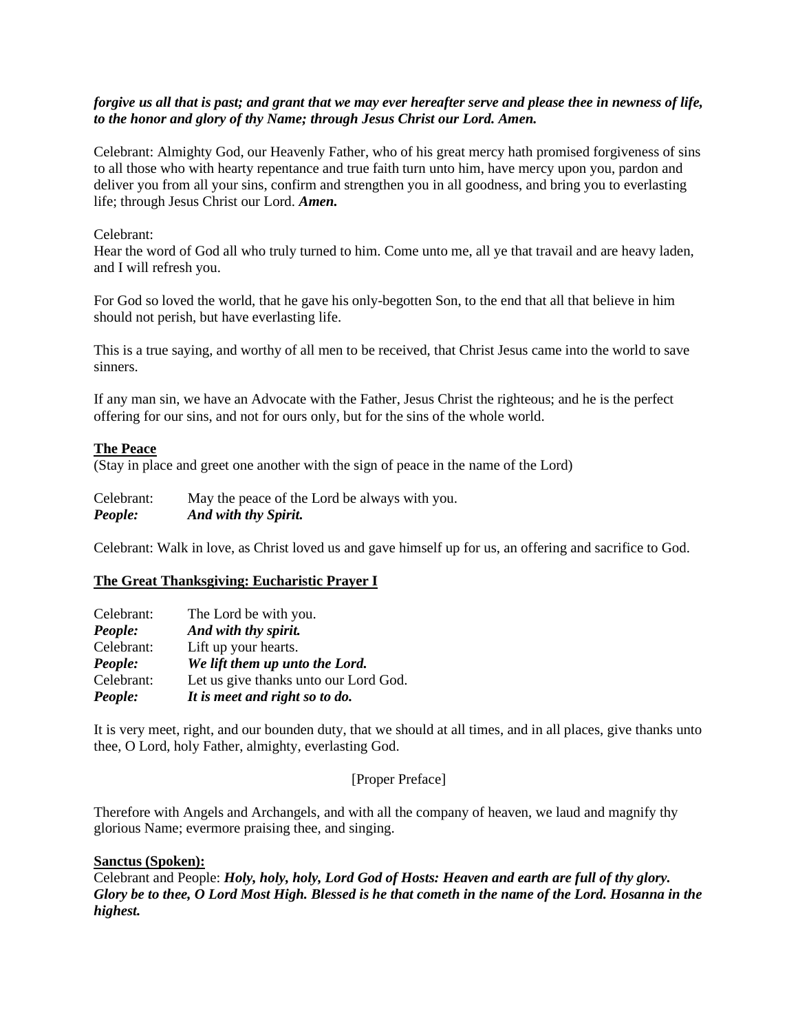***forgive us all that is past; and grant that we may ever hereafter serve and please thee in newness of life, to the honor and glory of thy Name; through Jesus Christ our Lord. Amen.***

Celebrant: Almighty God, our Heavenly Father, who of his great mercy hath promised forgiveness of sins to all those who with hearty repentance and true faith turn unto him, have mercy upon you, pardon and deliver you from all your sins, confirm and strengthen you in all goodness, and bring you to everlasting life; through Jesus Christ our Lord. ***Amen.***

Celebrant:
Hear the word of God all who truly turned to him. Come unto me, all ye that travail and are heavy laden, and I will refresh you.

For God so loved the world, that he gave his only-begotten Son, to the end that all that believe in him should not perish, but have everlasting life.

This is a true saying, and worthy of all men to be received, that Christ Jesus came into the world to save sinners.

If any man sin, we have an Advocate with the Father, Jesus Christ the righteous; and he is the perfect offering for our sins, and not for ours only, but for the sins of the whole world.

**The Peace**

(Stay in place and greet one another with the sign of peace in the name of the Lord)

Celebrant: May the peace of the Lord be always with you.
***People: And with thy Spirit.***

Celebrant: Walk in love, as Christ loved us and gave himself up for us, an offering and sacrifice to God.

**The Great Thanksgiving: Eucharistic Prayer I**

Celebrant: The Lord be with you.
***People: And with thy spirit.***
Celebrant: Lift up your hearts.
***People: We lift them up unto the Lord.***
Celebrant: Let us give thanks unto our Lord God.
***People: It is meet and right so to do.***

It is very meet, right, and our bounden duty, that we should at all times, and in all places, give thanks unto thee, O Lord, holy Father, almighty, everlasting God.

[Proper Preface]

Therefore with Angels and Archangels, and with all the company of heaven, we laud and magnify thy glorious Name; evermore praising thee, and singing.

**Sanctus (Spoken):**

Celebrant and People: ***Holy, holy, holy, Lord God of Hosts: Heaven and earth are full of thy glory. Glory be to thee, O Lord Most High. Blessed is he that cometh in the name of the Lord. Hosanna in the highest.***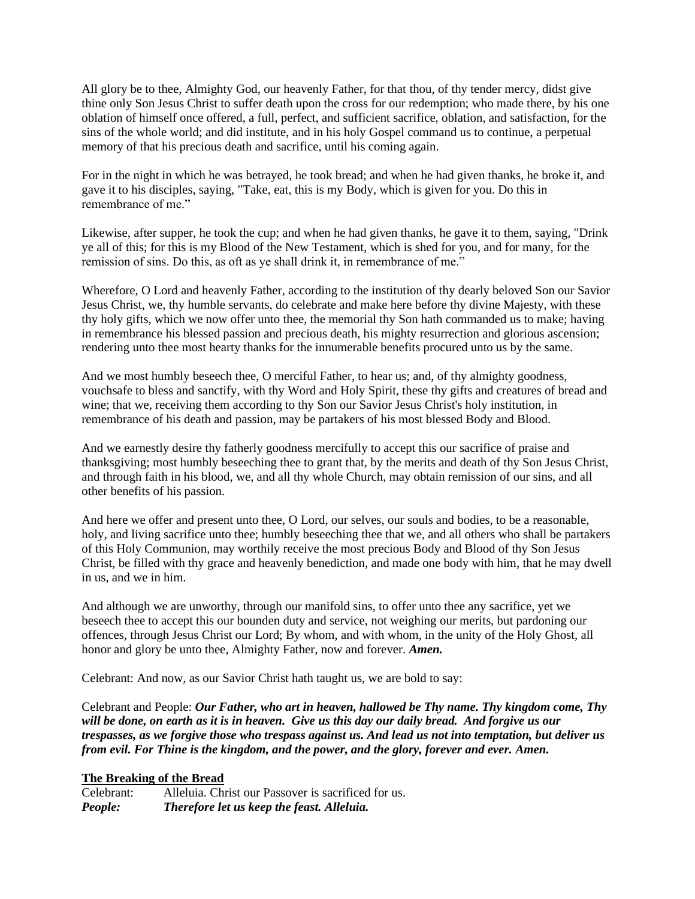All glory be to thee, Almighty God, our heavenly Father, for that thou, of thy tender mercy, didst give thine only Son Jesus Christ to suffer death upon the cross for our redemption; who made there, by his one oblation of himself once offered, a full, perfect, and sufficient sacrifice, oblation, and satisfaction, for the sins of the whole world; and did institute, and in his holy Gospel command us to continue, a perpetual memory of that his precious death and sacrifice, until his coming again.

For in the night in which he was betrayed, he took bread; and when he had given thanks, he broke it, and gave it to his disciples, saying, "Take, eat, this is my Body, which is given for you. Do this in remembrance of me."

Likewise, after supper, he took the cup; and when he had given thanks, he gave it to them, saying, "Drink ye all of this; for this is my Blood of the New Testament, which is shed for you, and for many, for the remission of sins. Do this, as oft as ye shall drink it, in remembrance of me."

Wherefore, O Lord and heavenly Father, according to the institution of thy dearly beloved Son our Savior Jesus Christ, we, thy humble servants, do celebrate and make here before thy divine Majesty, with these thy holy gifts, which we now offer unto thee, the memorial thy Son hath commanded us to make; having in remembrance his blessed passion and precious death, his mighty resurrection and glorious ascension; rendering unto thee most hearty thanks for the innumerable benefits procured unto us by the same.

And we most humbly beseech thee, O merciful Father, to hear us; and, of thy almighty goodness, vouchsafe to bless and sanctify, with thy Word and Holy Spirit, these thy gifts and creatures of bread and wine; that we, receiving them according to thy Son our Savior Jesus Christ's holy institution, in remembrance of his death and passion, may be partakers of his most blessed Body and Blood.

And we earnestly desire thy fatherly goodness mercifully to accept this our sacrifice of praise and thanksgiving; most humbly beseeching thee to grant that, by the merits and death of thy Son Jesus Christ, and through faith in his blood, we, and all thy whole Church, may obtain remission of our sins, and all other benefits of his passion.

And here we offer and present unto thee, O Lord, our selves, our souls and bodies, to be a reasonable, holy, and living sacrifice unto thee; humbly beseeching thee that we, and all others who shall be partakers of this Holy Communion, may worthily receive the most precious Body and Blood of thy Son Jesus Christ, be filled with thy grace and heavenly benediction, and made one body with him, that he may dwell in us, and we in him.

And although we are unworthy, through our manifold sins, to offer unto thee any sacrifice, yet we beseech thee to accept this our bounden duty and service, not weighing our merits, but pardoning our offences, through Jesus Christ our Lord; By whom, and with whom, in the unity of the Holy Ghost, all honor and glory be unto thee, Almighty Father, now and forever. ***Amen.***

Celebrant: And now, as our Savior Christ hath taught us, we are bold to say:

Celebrant and People: ***Our Father, who art in heaven, hallowed be Thy name. Thy kingdom come, Thy will be done, on earth as it is in heaven. Give us this day our daily bread. And forgive us our trespasses, as we forgive those who trespass against us. And lead us not into temptation, but deliver us from evil. For Thine is the kingdom, and the power, and the glory, forever and ever. Amen.***

**The Breaking of the Bread**

Celebrant: Alleluia. Christ our Passover is sacrificed for us.
***People: Therefore let us keep the feast. Alleluia.***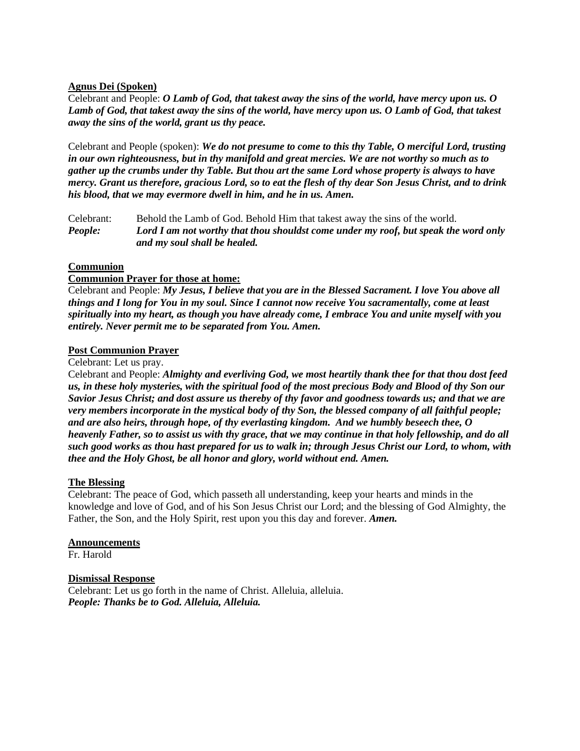**Agnus Dei (Spoken)**

Celebrant and People: ***O Lamb of God, that takest away the sins of the world, have mercy upon us. O Lamb of God, that takest away the sins of the world, have mercy upon us. O Lamb of God, that takest away the sins of the world, grant us thy peace.***

Celebrant and People (spoken): ***We do not presume to come to this thy Table, O merciful Lord, trusting in our own righteousness, but in thy manifold and great mercies. We are not worthy so much as to gather up the crumbs under thy Table. But thou art the same Lord whose property is always to have mercy. Grant us therefore, gracious Lord, so to eat the flesh of thy dear Son Jesus Christ, and to drink his blood, that we may evermore dwell in him, and he in us. Amen.***

Celebrant: Behold the Lamb of God. Behold Him that takest away the sins of the world.
***People: Lord I am not worthy that thou shouldst come under my roof, but speak the word only and my soul shall be healed.***

**Communion**

**Communion Prayer for those at home:**

Celebrant and People: ***My Jesus, I believe that you are in the Blessed Sacrament. I love You above all things and I long for You in my soul. Since I cannot now receive You sacramentally, come at least spiritually into my heart, as though you have already come, I embrace You and unite myself with you entirely. Never permit me to be separated from You. Amen.***

**Post Communion Prayer**

Celebrant: Let us pray.

Celebrant and People: ***Almighty and everliving God, we most heartily thank thee for that thou dost feed us, in these holy mysteries, with the spiritual food of the most precious Body and Blood of thy Son our Savior Jesus Christ; and dost assure us thereby of thy favor and goodness towards us; and that we are very members incorporate in the mystical body of thy Son, the blessed company of all faithful people; and are also heirs, through hope, of thy everlasting kingdom. And we humbly beseech thee, O heavenly Father, so to assist us with thy grace, that we may continue in that holy fellowship, and do all such good works as thou hast prepared for us to walk in; through Jesus Christ our Lord, to whom, with thee and the Holy Ghost, be all honor and glory, world without end. Amen.***

**The Blessing**

Celebrant: The peace of God, which passeth all understanding, keep your hearts and minds in the knowledge and love of God, and of his Son Jesus Christ our Lord; and the blessing of God Almighty, the Father, the Son, and the Holy Spirit, rest upon you this day and forever. ***Amen.***

**Announcements**

Fr. Harold

**Dismissal Response**

Celebrant: Let us go forth in the name of Christ. Alleluia, alleluia.
***People: Thanks be to God. Alleluia, Alleluia.***